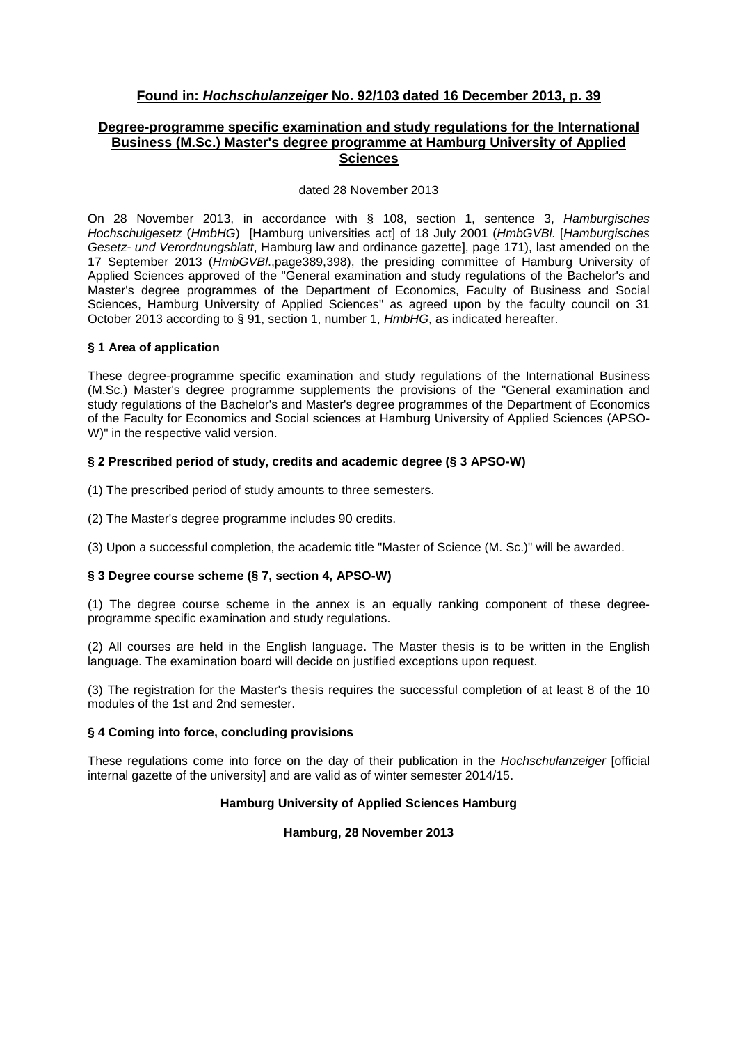**Found in: *Hochschulanzeiger* No. 92/103 dated 16 December 2013, p. 39**

# Degree-programme specific examination and study regulations for the International Business (M.Sc.) Master's degree programme at Hamburg University of Applied Sciences

dated 28 November 2013

On 28 November 2013, in accordance with § 108, section 1, sentence 3, *Hamburgisches Hochschulgesetz* (*HmbHG*) [Hamburg universities act] of 18 July 2001 (*HmbGVBl*. [*Hamburgisches Gesetz- und Verordnungsblatt*, Hamburg law and ordinance gazette], page 171), last amended on the 17 September 2013 (*HmbGVBl*.,page389,398), the presiding committee of Hamburg University of Applied Sciences approved of the "General examination and study regulations of the Bachelor's and Master's degree programmes of the Department of Economics, Faculty of Business and Social Sciences, Hamburg University of Applied Sciences" as agreed upon by the faculty council on 31 October 2013 according to § 91, section 1, number 1, *HmbHG*, as indicated hereafter.

## § 1 Area of application

These degree-programme specific examination and study regulations of the International Business (M.Sc.) Master's degree programme supplements the provisions of the "General examination and study regulations of the Bachelor's and Master's degree programmes of the Department of Economics of the Faculty for Economics and Social sciences at Hamburg University of Applied Sciences (APSO-W)" in the respective valid version.

## § 2 Prescribed period of study, credits and academic degree (§ 3 APSO-W)

(1) The prescribed period of study amounts to three semesters.

(2) The Master's degree programme includes 90 credits.

(3) Upon a successful completion, the academic title "Master of Science (M. Sc.)" will be awarded.

## § 3 Degree course scheme (§ 7, section 4, APSO-W)

(1) The degree course scheme in the annex is an equally ranking component of these degree-programme specific examination and study regulations.

(2) All courses are held in the English language. The Master thesis is to be written in the English language. The examination board will decide on justified exceptions upon request.

(3) The registration for the Master's thesis requires the successful completion of at least 8 of the 10 modules of the 1st and 2nd semester.

## § 4 Coming into force, concluding provisions

These regulations come into force on the day of their publication in the *Hochschulanzeiger* [official internal gazette of the university] and are valid as of winter semester 2014/15.

**Hamburg University of Applied Sciences Hamburg**

**Hamburg, 28 November 2013**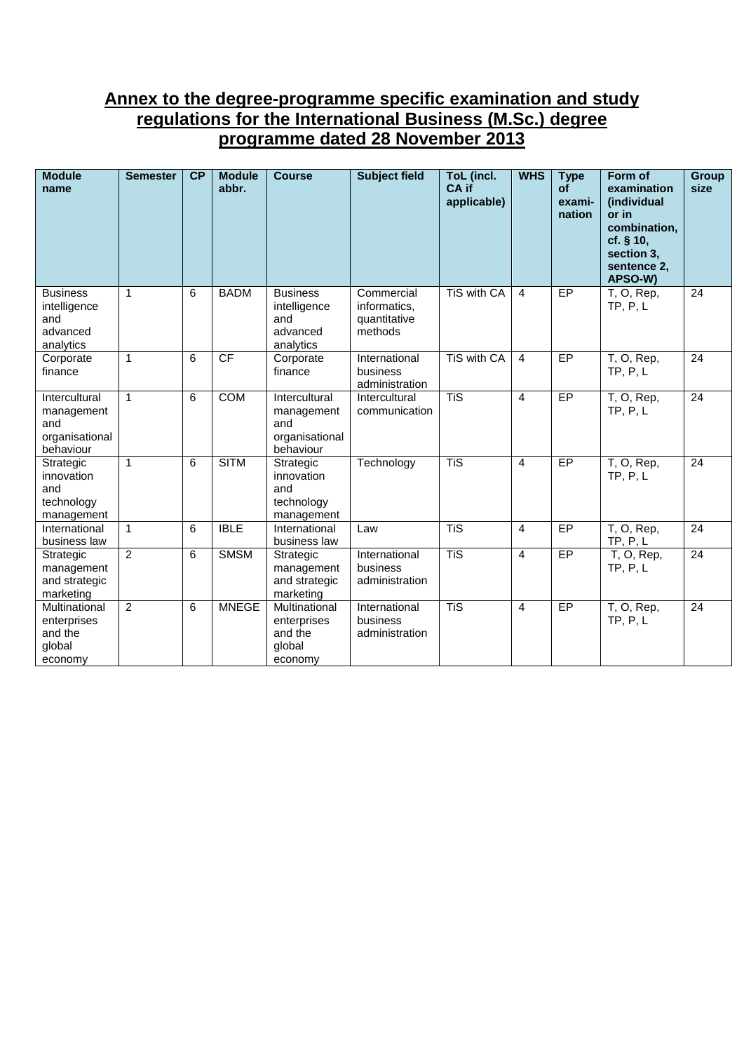# Annex to the degree-programme specific examination and study regulations for the International Business (M.Sc.) degree programme dated 28 November 2013

| Module name | Semester | CP | Module abbr. | Course | Subject field | ToL (incl. CA if applicable) | WHS | Type of exami-nation | Form of examination (individual or in combination, cf. § 10, section 3, sentence 2, APSO-W) | Group size |
|---|---|---|---|---|---|---|---|---|---|---|
| Business intelligence and advanced analytics | 1 | 6 | BADM | Business intelligence and advanced analytics | Commercial informatics, quantitative methods | TiS with CA | 4 | EP | T, O, Rep, TP, P, L | 24 |
| Corporate finance | 1 | 6 | CF | Corporate finance | International business administration | TiS with CA | 4 | EP | T, O, Rep, TP, P, L | 24 |
| Intercultural management and organisational behaviour | 1 | 6 | COM | Intercultural management and organisational behaviour | Intercultural communication | TiS | 4 | EP | T, O, Rep, TP, P, L | 24 |
| Strategic innovation and technology management | 1 | 6 | SITM | Strategic innovation and technology management | Technology | TiS | 4 | EP | T, O, Rep, TP, P, L | 24 |
| International business law | 1 | 6 | IBLE | International business law | Law | TiS | 4 | EP | T, O, Rep, TP, P, L | 24 |
| Strategic management and strategic marketing | 2 | 6 | SMSM | Strategic management and strategic marketing | International business administration | TiS | 4 | EP | T, O, Rep, TP, P, L | 24 |
| Multinational enterprises and the global economy | 2 | 6 | MNEGE | Multinational enterprises and the global economy | International business administration | TiS | 4 | EP | T, O, Rep, TP, P, L | 24 |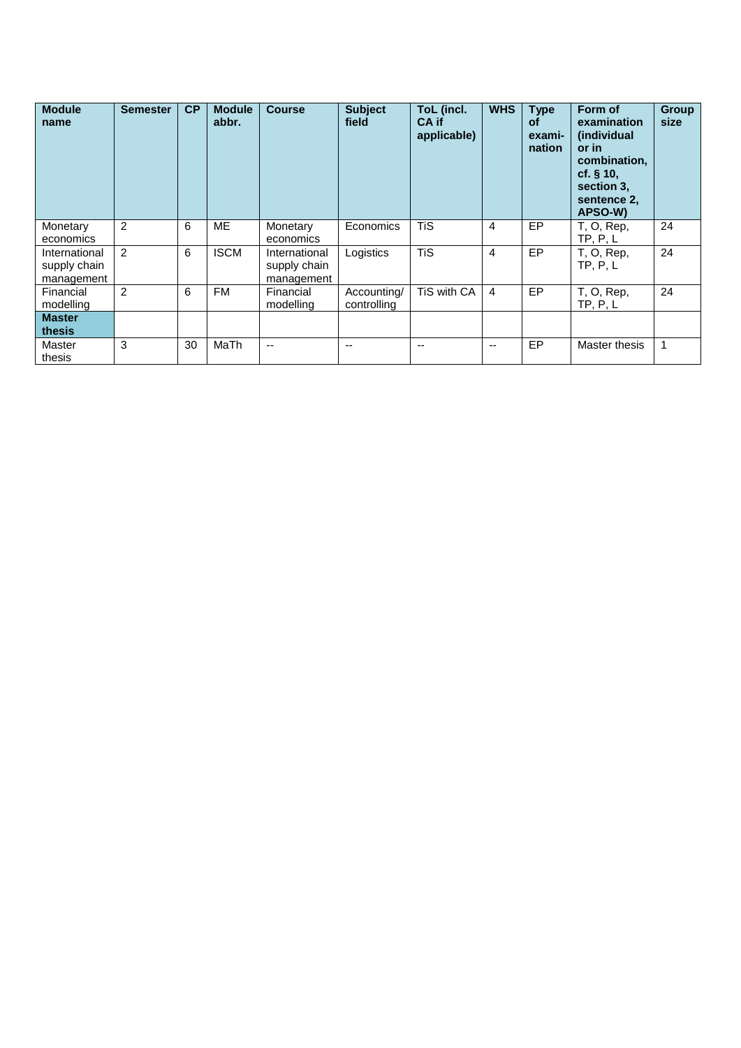| Module name | Semester | CP | Module abbr. | Course | Subject field | ToL (incl. CA if applicable) | WHS | Type of exami-nation | Form of examination (individual or in combination, cf. § 10, section 3, sentence 2, APSO-W) | Group size |
|---|---|---|---|---|---|---|---|---|---|---|
| Monetary economics | 2 | 6 | ME | Monetary economics | Economics | TiS | 4 | EP | T, O, Rep, TP, P, L | 24 |
| International supply chain management | 2 | 6 | ISCM | International supply chain management | Logistics | TiS | 4 | EP | T, O, Rep, TP, P, L | 24 |
| Financial modelling | 2 | 6 | FM | Financial modelling | Accounting/ controlling | TiS with CA | 4 | EP | T, O, Rep, TP, P, L | 24 |
| **Master thesis** | | | | | | | | | | |
| Master thesis | 3 | 30 | MaTh | -- | -- | -- | -- | EP | Master thesis | 1 |